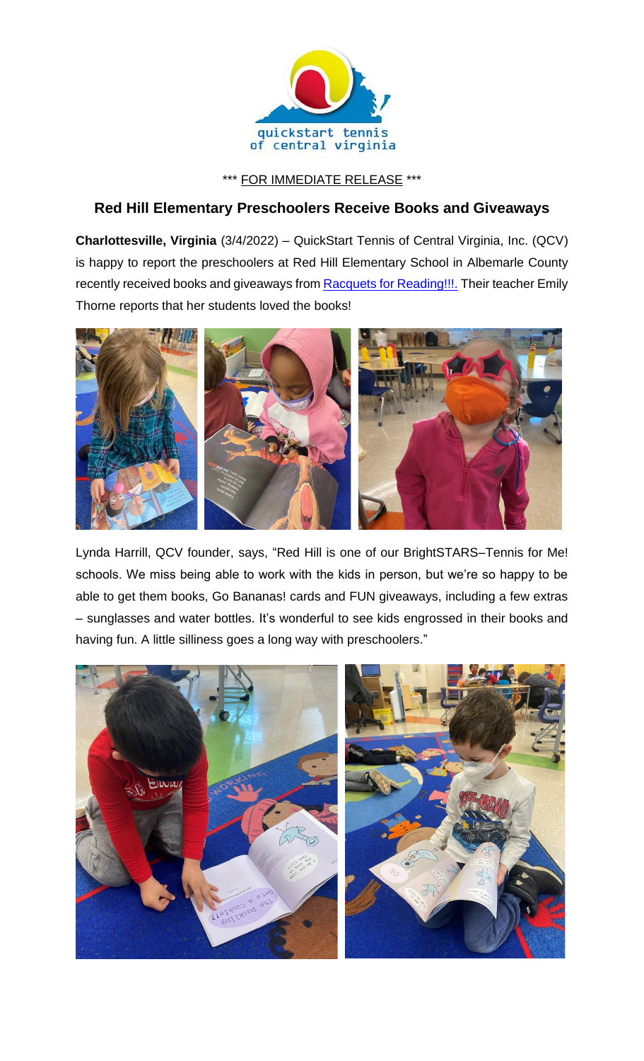quickstart tennis
of central virginia

\*\*\* FOR IMMEDIATE RELEASE \*\*\*

## Red Hill Elementary Preschoolers Receive Books and Giveaways

**Charlottesville, Virginia** (3/4/2022) – QuickStart Tennis of Central Virginia, Inc. (QCV) is happy to report the preschoolers at Red Hill Elementary School in Albemarle County recently received books and giveaways from Racquets for Reading!!!. Their teacher Emily Thorne reports that her students loved the books!

Lynda Harrill, QCV founder, says, "Red Hill is one of our BrightSTARS–Tennis for Me! schools. We miss being able to work with the kids in person, but we're so happy to be able to get them books, Go Bananas! cards and FUN giveaways, including a few extras – sunglasses and water bottles. It's wonderful to see kids engrossed in their books and having fun. A little silliness goes a long way with preschoolers."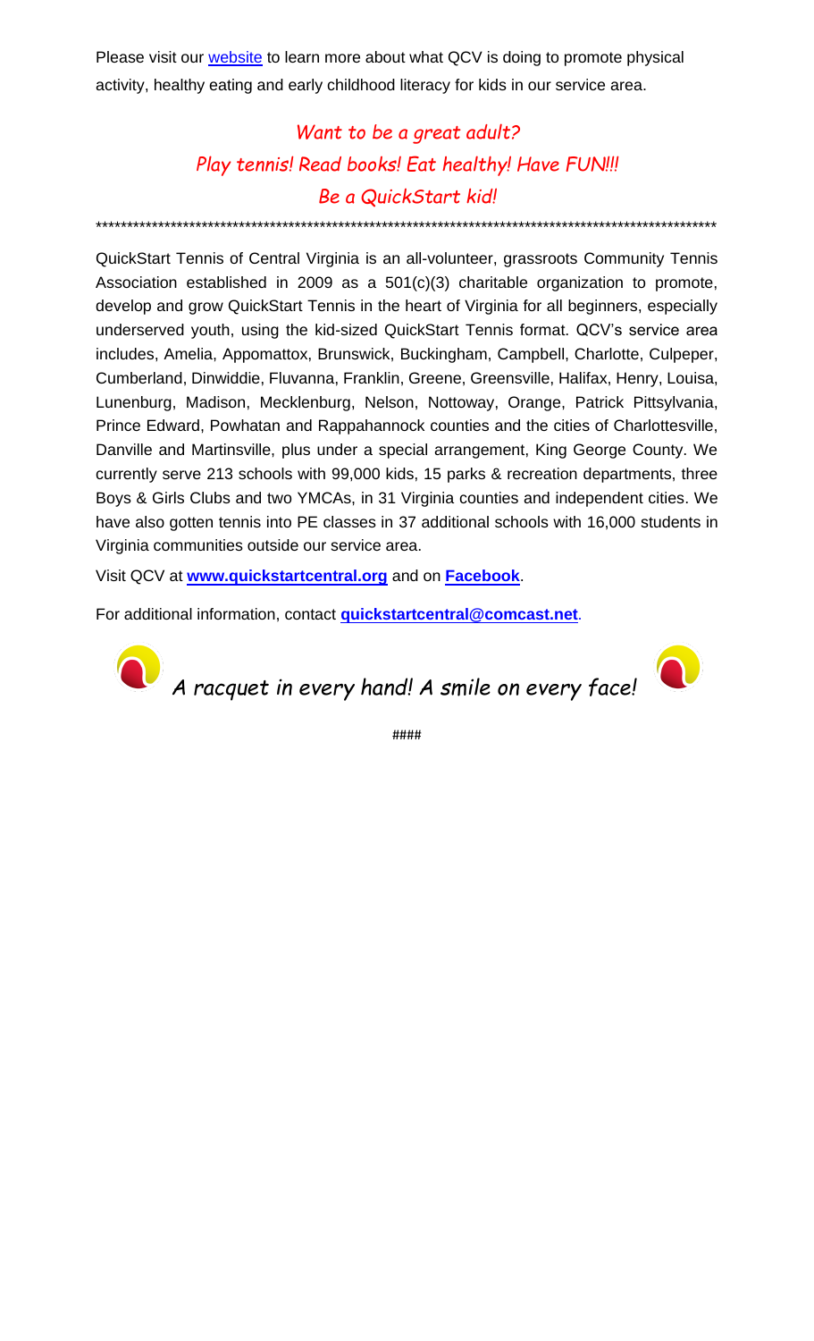Please visit our website to learn more about what QCV is doing to promote physical activity, healthy eating and early childhood literacy for kids in our service area.

*Want to be a great adult?*
*Play tennis! Read books! Eat healthy! Have FUN!!!*
*Be a QuickStart kid!*

***************************************************************************************************

QuickStart Tennis of Central Virginia is an all-volunteer, grassroots Community Tennis Association established in 2009 as a 501(c)(3) charitable organization to promote, develop and grow QuickStart Tennis in the heart of Virginia for all beginners, especially underserved youth, using the kid-sized QuickStart Tennis format. QCV's service area includes, Amelia, Appomattox, Brunswick, Buckingham, Campbell, Charlotte, Culpeper, Cumberland, Dinwiddie, Fluvanna, Franklin, Greene, Greensville, Halifax, Henry, Louisa, Lunenburg, Madison, Mecklenburg, Nelson, Nottoway, Orange, Patrick Pittsylvania, Prince Edward, Powhatan and Rappahannock counties and the cities of Charlottesville, Danville and Martinsville, plus under a special arrangement, King George County. We currently serve 213 schools with 99,000 kids, 15 parks & recreation departments, three Boys & Girls Clubs and two YMCAs, in 31 Virginia counties and independent cities. We have also gotten tennis into PE classes in 37 additional schools with 16,000 students in Virginia communities outside our service area.

Visit QCV at **www.quickstartcentral.org** and on **Facebook**.

For additional information, contact **quickstartcentral@comcast.net**.

*A racquet in every hand! A smile on every face!*

####